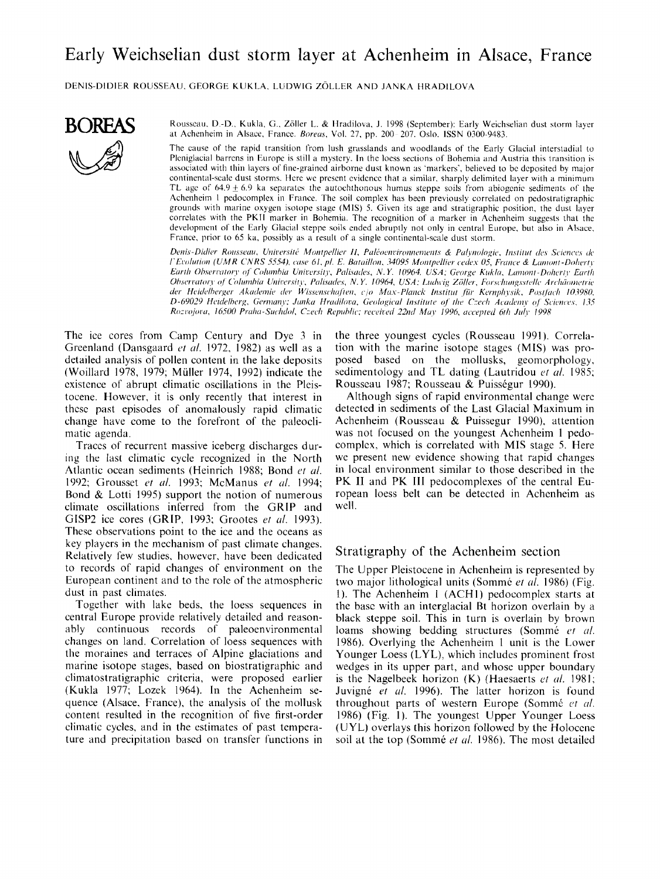# Early Weichselian dust storm layer at Achenheim in Alsace, France

DENIS-DIDIER ROUSSEAU, GEORGE KUKLA, LUDWIG ZÖLLER AND JANKA HRADILOVA

**BOREAS**

Rousseau, D.-D., Kukla, G., Zöller L. & Hradilova, J. 1998 (September): Early Weichselian dust storm layer at Achenheim in Alsace, France. *Boreas*, Vol. 27, pp. 200–207. Oslo. ISSN 0300-9483.

The cause of the rapid transition from lush grasslands and woodlands of the Early Glacial interstadial to Pleniglacial barrens in Europe is still a mystery. In the loess sections of Bohemia and Austria this transition is associated with thin layers of fine-grained airborne dust known as 'markers', believed to be deposited by major continental-scale dust storms. Here we present evidence that a similar, sharply delimited layer with a minimum TL age of 64.9 ± 6.9 ka separates the autochthonous humus steppe soils from abiogenic sediments of the Achenheim 1 pedocomplex in France. The soil complex has been previously correlated on pedostratigraphic grounds with marine oxygen isotope stage (MIS) 5. Given its age and stratigraphic position, the dust layer correlates with the PKII marker in Bohemia. The recognition of a marker in Achenheim suggests that the development of the Early Glacial steppe soils ended abruptly not only in central Europe, but also in Alsace, France, prior to 65 ka, possibly as a result of a single continental-scale dust storm.

*Denis-Didier Rousseau, Université Montpellier II, Paléoenvironnements & Palynologie, Institut des Sciences de l'Evolution (UMR CNRS 5554), case 61, pl. E. Bataillon, 34095 Montpellier cedex 05, France & Lamont-Doherty Earth Observatory of Columbia University, Palisades, N.Y. 10964, USA; George Kukla, Lamont-Doherty Earth Observatory of Columbia University, Palisades, N.Y. 10964, USA; Ludwig Zöller, Forschungsstelle Archäometrie der Heidelberger Akademie der Wissenschaften, c/o Max-Planck Institut für Kernphysik, Postfach 103980, D-69029 Heidelberg, Germany; Janka Hradilova, Geological Institute of the Czech Academy of Sciences, 135 Rozvojova, 16500 Praha-Suchdol, Czech Republic; received 22nd May 1996, accepted 6th July 1998*

The ice cores from Camp Century and Dye 3 in Greenland (Dansgaard *et al.* 1972, 1982) as well as a detailed analysis of pollen content in the lake deposits (Woillard 1978, 1979; Müller 1974, 1992) indicate the existence of abrupt climatic oscillations in the Pleistocene. However, it is only recently that interest in these past episodes of anomalously rapid climatic change have come to the forefront of the paleoclimatic agenda.

Traces of recurrent massive iceberg discharges during the last climatic cycle recognized in the North Atlantic ocean sediments (Heinrich 1988; Bond *et al.* 1992; Grousset *et al.* 1993; McManus *et al.* 1994; Bond & Lotti 1995) support the notion of numerous climate oscillations inferred from the GRIP and GISP2 ice cores (GRIP, 1993; Grootes *et al.* 1993). These observations point to the ice and the oceans as key players in the mechanism of past climate changes. Relatively few studies, however, have been dedicated to records of rapid changes of environment on the European continent and to the role of the atmospheric dust in past climates.

Together with lake beds, the loess sequences in central Europe provide relatively detailed and reasonably continuous records of paleoenvironmental changes on land. Correlation of loess sequences with the moraines and terraces of Alpine glaciations and marine isotope stages, based on biostratigraphic and climatostratigraphic criteria, were proposed earlier (Kukla 1977; Lozek 1964). In the Achenheim sequence (Alsace, France), the analysis of the mollusk content resulted in the recognition of five first-order climatic cycles, and in the estimates of past temperature and precipitation based on transfer functions in the three youngest cycles (Rousseau 1991). Correlation with the marine isotope stages (MIS) was proposed based on the mollusks, geomorphology, sedimentology and TL dating (Lautridou *et al.* 1985; Rousseau 1987; Rousseau & Puisségur 1990).

Although signs of rapid environmental change were detected in sediments of the Last Glacial Maximum in Achenheim (Rousseau & Puissegur 1990), attention was not focused on the youngest Achenheim 1 pedocomplex, which is correlated with MIS stage 5. Here we present new evidence showing that rapid changes in local environment similar to those described in the PK II and PK III pedocomplexes of the central European loess belt can be detected in Achenheim as well.

## Stratigraphy of the Achenheim section

The Upper Pleistocene in Achenheim is represented by two major lithological units (Sommé *et al.* 1986) (Fig. 1). The Achenheim 1 (ACH1) pedocomplex starts at the base with an interglacial Bt horizon overlain by a black steppe soil. This in turn is overlain by brown loams showing bedding structures (Sommé *et al.* 1986). Overlying the Achenheim 1 unit is the Lower Younger Loess (LYL), which includes prominent frost wedges in its upper part, and whose upper boundary is the Nagelbeek horizon (K) (Haesaerts *et al.* 1981; Juvigné *et al.* 1996). The latter horizon is found throughout parts of western Europe (Sommé *et al.* 1986) (Fig. 1). The youngest Upper Younger Loess (UYL) overlays this horizon followed by the Holocene soil at the top (Sommé *et al.* 1986). The most detailed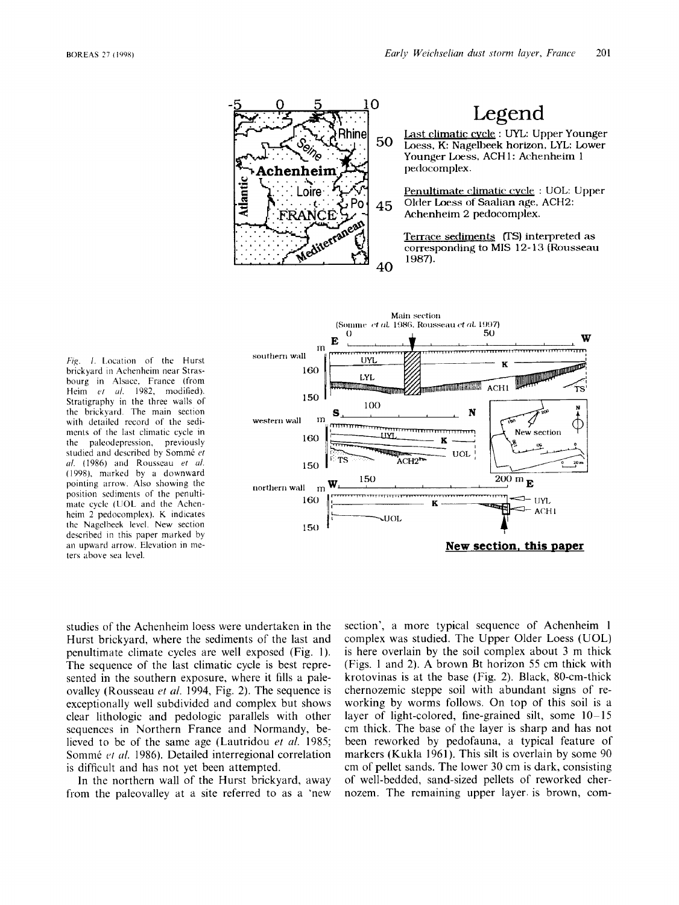Legend

Last climatic cycle : UYL: Upper Younger Loess, K: Nagelbeek horizon, LYL: Lower Younger Loess, ACH1: Achenheim 1 pedocomplex.

Penultimate climatic cycle : UOL: Upper Older Loess of Saalian age, ACH2: Achenheim 2 pedocomplex.

Terrace sediments (TS) interpreted as corresponding to MIS 12-13 (Rousseau 1987).

*Fig. 1.* Location of the Hurst brickyard in Achenheim near Strasbourg in Alsace, France (from Heim *et al.* 1982, modified). Stratigraphy in the three walls of the brickyard. The main section with detailed record of the sediments of the last climatic cycle in the paleodepression, previously studied and described by Sommé *et al.* (1986) and Rousseau *et al.* (1998), marked by a downward pointing arrow. Also showing the position sediments of the penultimate cycle (UOL and the Achenheim 2 pedocomplex). K indicates the Nagelbeek level. New section described in this paper marked by an upward arrow. Elevation in meters above sea level.

studies of the Achenheim loess were undertaken in the Hurst brickyard, where the sediments of the last and penultimate climate cycles are well exposed (Fig. 1). The sequence of the last climatic cycle is best represented in the southern exposure, where it fills a paleovalley (Rousseau *et al.* 1994, Fig. 2). The sequence is exceptionally well subdivided and complex but shows clear lithologic and pedologic parallels with other sequences in Northern France and Normandy, believed to be of the same age (Lautridou *et al.* 1985; Sommé *et al.* 1986). Detailed interregional correlation is difficult and has not yet been attempted.

In the northern wall of the Hurst brickyard, away from the paleovalley at a site referred to as a 'new section', a more typical sequence of Achenheim 1 complex was studied. The Upper Older Loess (UOL) is here overlain by the soil complex about 3 m thick (Figs. 1 and 2). A brown Bt horizon 55 cm thick with krotovinas is at the base (Fig. 2). Black, 80-cm-thick chernozemic steppe soil with abundant signs of reworking by worms follows. On top of this soil is a layer of light-colored, fine-grained silt, some 10–15 cm thick. The base of the layer is sharp and has not been reworked by pedofauna, a typical feature of markers (Kukla 1961). This silt is overlain by some 90 cm of pellet sands. The lower 30 cm is dark, consisting of well-bedded, sand-sized pellets of reworked chernozem. The remaining upper layer is brown, com-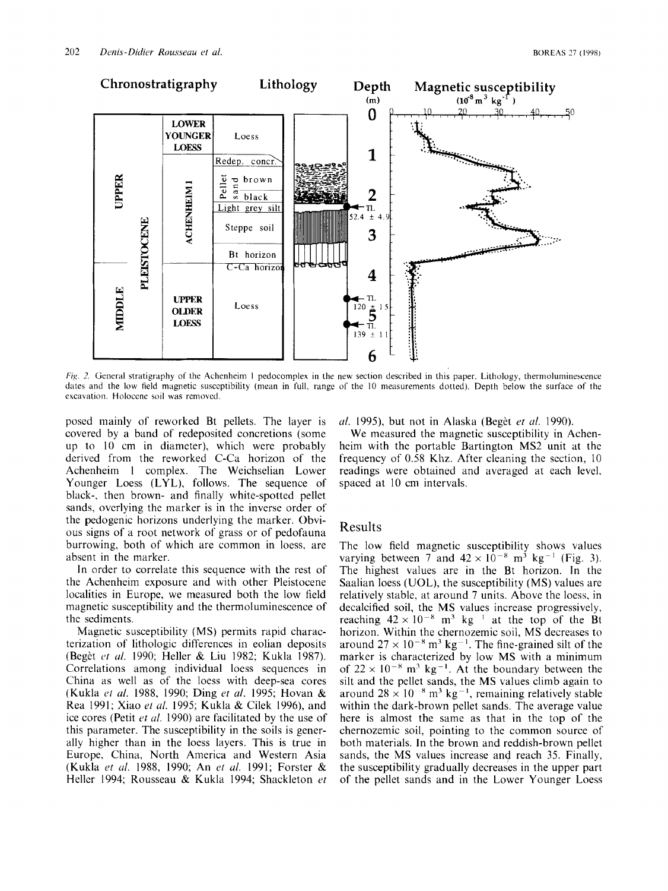Fig. 2. General stratigraphy of the Achenheim I pedocomplex in the new section described in this paper. Lithology, thermoluminescence dates and the low field magnetic susceptibility (mean in full, range of the 10 measurements dotted). Depth below the surface of the excavation. Holocene soil was removed.

posed mainly of reworked Bt pellets. The layer is covered by a band of redeposited concretions (some up to 10 cm in diameter), which were probably derived from the reworked C-Ca horizon of the Achenheim I complex. The Weichselian Lower Younger Loess (LYL), follows. The sequence of black-, then brown- and finally white-spotted pellet sands, overlying the marker is in the inverse order of the pedogenic horizons underlying the marker. Obvious signs of a root network of grass or of pedofauna burrowing, both of which are common in loess, are absent in the marker.

In order to correlate this sequence with the rest of the Achenheim exposure and with other Pleistocene localities in Europe, we measured both the low field magnetic susceptibility and the thermoluminescence of the sediments.

Magnetic susceptibility (MS) permits rapid characterization of lithologic differences in eolian deposits (Begèt *et al.* 1990; Heller & Liu 1982; Kukla 1987). Correlations among individual loess sequences in China as well as of the loess with deep-sea cores (Kukla *et al.* 1988, 1990; Ding *et al.* 1995; Hovan & Rea 1991; Xiao *et al.* 1995; Kukla & Cilek 1996), and ice cores (Petit *et al.* 1990) are facilitated by the use of this parameter. The susceptibility in the soils is generally higher than in the loess layers. This is true in Europe, China, North America and Western Asia (Kukla *et al.* 1988, 1990; An *et al.* 1991; Forster & Heller 1994; Rousseau & Kukla 1994; Shackleton *et al.* 1995), but not in Alaska (Begèt *et al.* 1990).

We measured the magnetic susceptibility in Achenheim with the portable Bartington MS2 unit at the frequency of 0.58 Khz. After cleaning the section, 10 readings were obtained and averaged at each level, spaced at 10 cm intervals.

## Results

The low field magnetic susceptibility shows values varying between 7 and $42 \times 10^{-8}$ $m^3$ $kg^{-1}$ (Fig. 3). The highest values are in the Bt horizon. In the Saalian loess (UOL), the susceptibility (MS) values are relatively stable, at around 7 units. Above the loess, in decalcified soil, the MS values increase progressively, reaching $42 \times 10^{-8}$ $m^3$ $kg^{-1}$ at the top of the Bt horizon. Within the chernozemic soil, MS decreases to around $27 \times 10^{-8}$ $m^3$ $kg^{-1}$. The fine-grained silt of the marker is characterized by low MS with a minimum of $22 \times 10^{-8}$ $m^3$ $kg^{-1}$. At the boundary between the silt and the pellet sands, the MS values climb again to around $28 \times 10^{-8}$ $m^3$ $kg^{-1}$, remaining relatively stable within the dark-brown pellet sands. The average value here is almost the same as that in the top of the chernozemic soil, pointing to the common source of both materials. In the brown and reddish-brown pellet sands, the MS values increase and reach 35. Finally, the susceptibility gradually decreases in the upper part of the pellet sands and in the Lower Younger Loess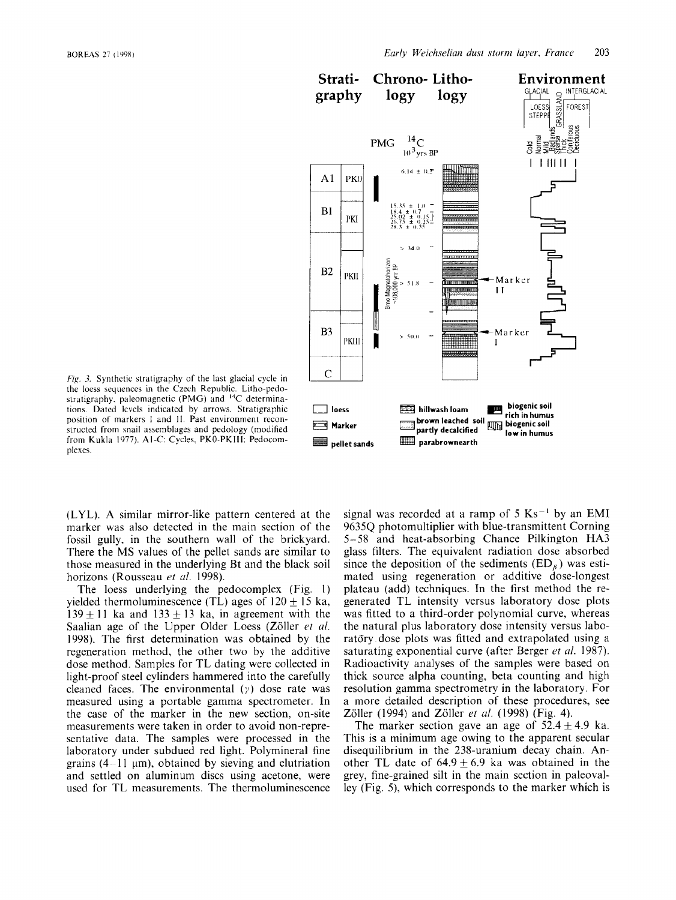*Fig. 3.* Synthetic stratigraphy of the last glacial cycle in the loess sequences in the Czech Republic. Litho-pedostratigraphy, paleomagnetic (PMG) and $^{14}C$ determinations. Dated levels indicated by arrows. Stratigraphic position of markers I and II. Past environment reconstructed from snail assemblages and pedology (modified from Kukla 1977). A1-C: Cycles, PK0-PKIII: Pedocomplexes.

(LYL). A similar mirror-like pattern centered at the marker was also detected in the main section of the fossil gully, in the southern wall of the brickyard. There the MS values of the pellet sands are similar to those measured in the underlying Bt and the black soil horizons (Rousseau *et al.* 1998).

The loess underlying the pedocomplex (Fig. 1) yielded thermoluminescence (TL) ages of $120 \pm 15$ ka, $139 \pm 11$ ka and $133 \pm 13$ ka, in agreement with the Saalian age of the Upper Older Loess (Zöller *et al.* 1998). The first determination was obtained by the regeneration method, the other two by the additive dose method. Samples for TL dating were collected in light-proof steel cylinders hammered into the carefully cleaned faces. The environmental ($\gamma$) dose rate was measured using a portable gamma spectrometer. In the case of the marker in the new section, on-site measurements were taken in order to avoid non-representative data. The samples were processed in the laboratory under subdued red light. Polymineral fine grains (4–11 µm), obtained by sieving and elutriation and settled on aluminum discs using acetone, were used for TL measurements. The thermoluminescence signal was recorded at a ramp of 5 $Ks^{-1}$ by an EMI 9635Q photomultiplier with blue-transmittent Corning 5–58 and heat-absorbing Chance Pilkington HA3 glass filters. The equivalent radiation dose absorbed since the deposition of the sediments ($ED_{\beta}$) was estimated using regeneration or additive dose-longest plateau (add) techniques. In the first method the regenerated TL intensity versus laboratory dose plots was fitted to a third-order polynomial curve, whereas the natural plus laboratory dose intensity versus laboratory dose plots was fitted and extrapolated using a saturating exponential curve (after Berger *et al.* 1987). Radioactivity analyses of the samples were based on thick source alpha counting, beta counting and high resolution gamma spectrometry in the laboratory. For a more detailed description of these procedures, see Zöller (1994) and Zöller *et al.* (1998) (Fig. 4).

The marker section gave an age of $52.4 \pm 4.9$ ka. This is a minimum age owing to the apparent secular disequilibrium in the 238-uranium decay chain. Another TL date of $64.9 \pm 6.9$ ka was obtained in the grey, fine-grained silt in the main section in paleovalley (Fig. 5), which corresponds to the marker which is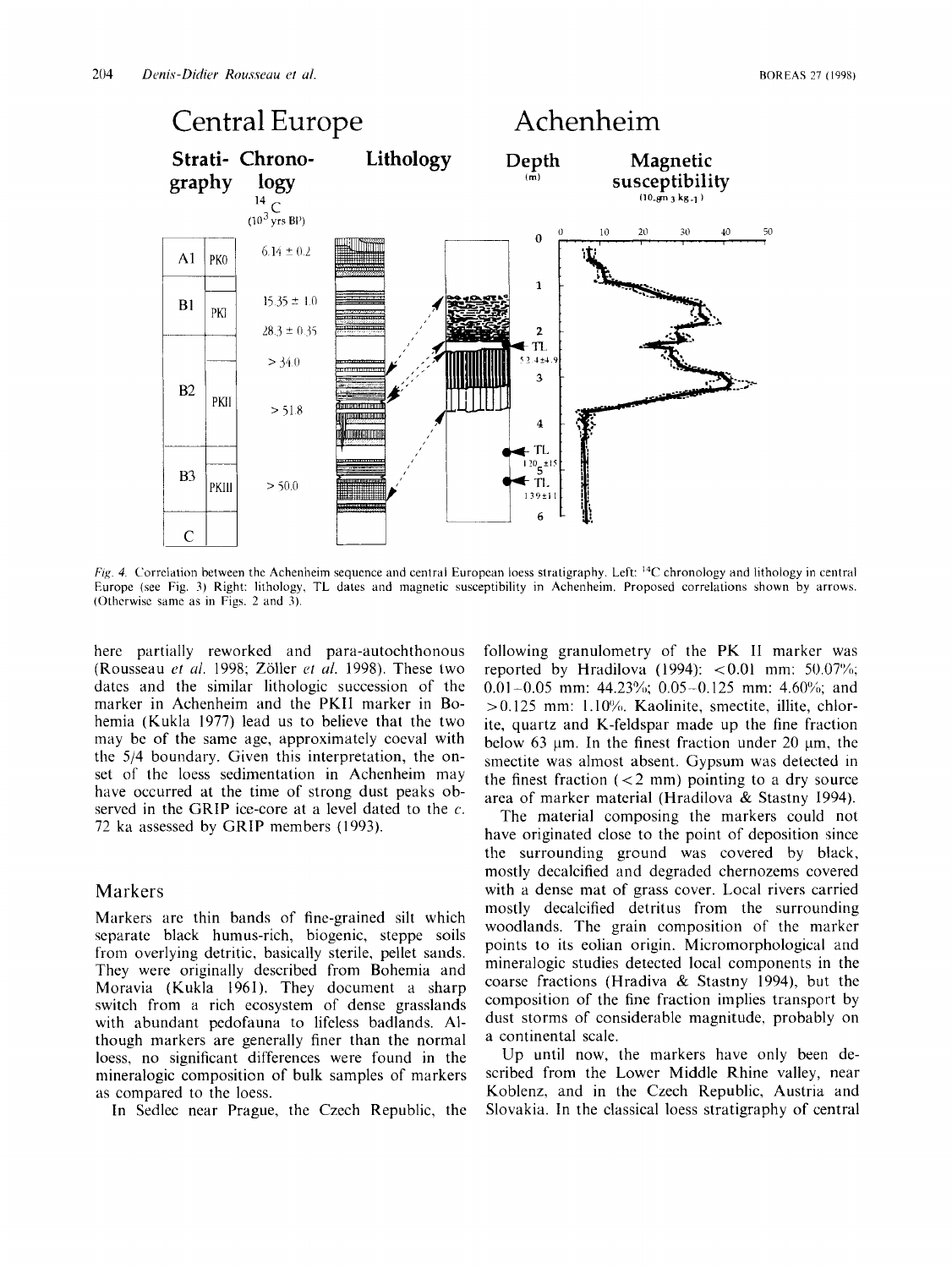Fig. 4. Correlation between the Achenheim sequence and central European loess stratigraphy. Left: $^{14}C$ chronology and lithology in central Europe (see Fig. 3) Right: lithology, TL dates and magnetic susceptibility in Achenheim. Proposed correlations shown by arrows. (Otherwise same as in Figs. 2 and 3).

here partially reworked and para-autochthonous (Rousseau *et al.* 1998; Zöller *et al.* 1998). These two dates and the similar lithologic succession of the marker in Achenheim and the PKII marker in Bohemia (Kukla 1977) lead us to believe that the two may be of the same age, approximately coeval with the 5/4 boundary. Given this interpretation, the onset of the loess sedimentation in Achenheim may have occurred at the time of strong dust peaks observed in the GRIP ice-core at a level dated to the *c.* 72 ka assessed by GRIP members (1993).

## Markers

Markers are thin bands of fine-grained silt which separate black humus-rich, biogenic, steppe soils from overlying detritic, basically sterile, pellet sands. They were originally described from Bohemia and Moravia (Kukla 1961). They document a sharp switch from a rich ecosystem of dense grasslands with abundant pedofauna to lifeless badlands. Although markers are generally finer than the normal loess, no significant differences were found in the mineralogic composition of bulk samples of markers as compared to the loess.

In Sedlec near Prague, the Czech Republic, the following granulometry of the PK II marker was reported by Hradilova (1994): <0.01 mm: 50.07%; 0.01–0.05 mm: 44.23%; 0.05–0.125 mm: 4.60%; and >0.125 mm: 1.10%. Kaolinite, smectite, illite, chlorite, quartz and K-feldspar made up the fine fraction below 63 μm. In the finest fraction under 20 μm, the smectite was almost absent. Gypsum was detected in the finest fraction (<2 mm) pointing to a dry source area of marker material (Hradilova & Stastny 1994).

The material composing the markers could not have originated close to the point of deposition since the surrounding ground was covered by black, mostly decalcified and degraded chernozems covered with a dense mat of grass cover. Local rivers carried mostly decalcified detritus from the surrounding woodlands. The grain composition of the marker points to its eolian origin. Micromorphological and mineralogic studies detected local components in the coarse fractions (Hradiva & Stastny 1994), but the composition of the fine fraction implies transport by dust storms of considerable magnitude, probably on a continental scale.

Up until now, the markers have only been described from the Lower Middle Rhine valley, near Koblenz, and in the Czech Republic, Austria and Slovakia. In the classical loess stratigraphy of central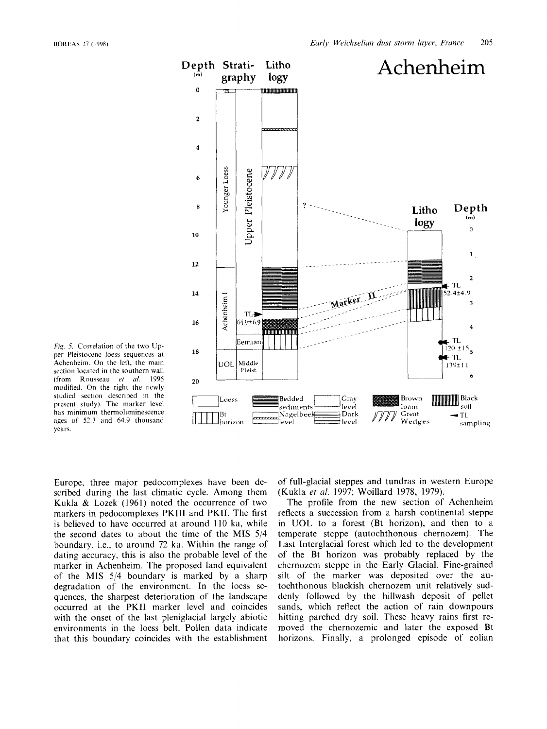*Fig. 5.* Correlation of the two Upper Pleistocene loess sequences at Achenheim. On the left, the main section located in the southern wall (from Rousseau *et al.* 1995 modified. On the right the newly studied section described in the present study). The marker level has minimum thermoluminescence ages of 52.3 and 64.9 thousand years.

Europe, three major pedocomplexes have been described during the last climatic cycle. Among them Kukla & Lozek (1961) noted the occurrence of two markers in pedocomplexes PKIII and PKII. The first is believed to have occurred at around 110 ka, while the second dates to about the time of the MIS 5/4 boundary, i.e., to around 72 ka. Within the range of dating accuracy, this is also the probable level of the marker in Achenheim. The proposed land equivalent of the MIS 5/4 boundary is marked by a sharp degradation of the environment. In the loess sequences, the sharpest deterioration of the landscape occurred at the PKII marker level and coincides with the onset of the last pleniglacial largely abiotic environments in the loess belt. Pollen data indicate that this boundary coincides with the establishment of full-glacial steppes and tundras in western Europe (Kukla *et al.* 1997; Woillard 1978, 1979).

The profile from the new section of Achenheim reflects a succession from a harsh continental steppe in UOL to a forest (Bt horizon), and then to a temperate steppe (autochthonous chernozem). The Last Interglacial forest which led to the development of the Bt horizon was probably replaced by the chernozem steppe in the Early Glacial. Fine-grained silt of the marker was deposited over the autochthonous blackish chernozem unit relatively suddenly followed by the hillwash deposit of pellet sands, which reflect the action of rain downpours hitting parched dry soil. These heavy rains first removed the chernozemic and later the exposed Bt horizons. Finally, a prolonged episode of eolian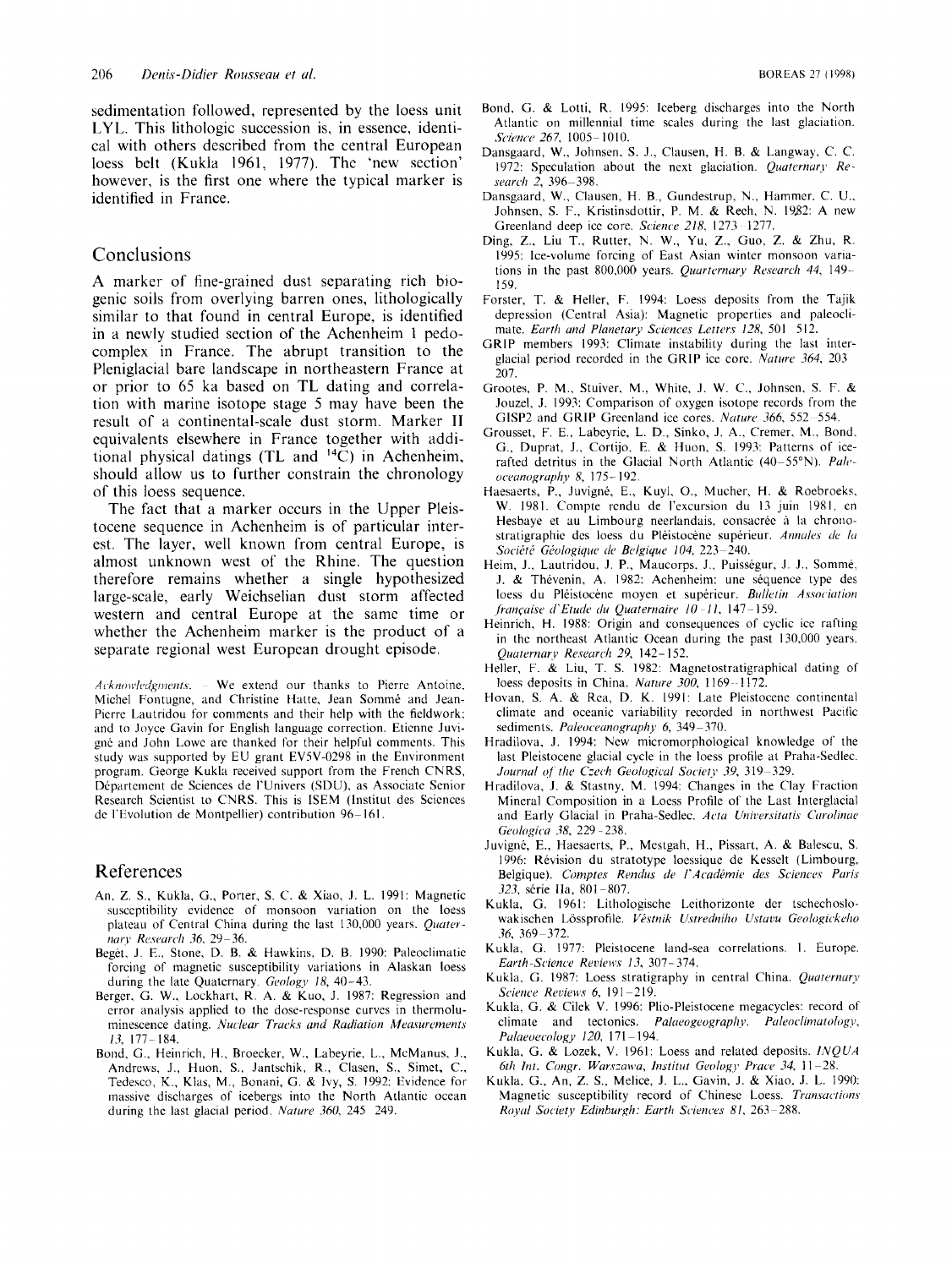sedimentation followed, represented by the loess unit LYL. This lithologic succession is, in essence, identical with others described from the central European loess belt (Kukla 1961, 1977). The 'new section' however, is the first one where the typical marker is identified in France.

## Conclusions

A marker of fine-grained dust separating rich biogenic soils from overlying barren ones, lithologically similar to that found in central Europe, is identified in a newly studied section of the Achenheim I pedocomplex in France. The abrupt transition to the Pleniglacial bare landscape in northeastern France at or prior to 65 ka based on TL dating and correlation with marine isotope stage 5 may have been the result of a continental-scale dust storm. Marker II equivalents elsewhere in France together with additional physical datings (TL and $^{14}C$) in Achenheim, should allow us to further constrain the chronology of this loess sequence.

The fact that a marker occurs in the Upper Pleistocene sequence in Achenheim is of particular interest. The layer, well known from central Europe, is almost unknown west of the Rhine. The question therefore remains whether a single hypothesized large-scale, early Weichselian dust storm affected western and central Europe at the same time or whether the Achenheim marker is the product of a separate regional west European drought episode.

*Acknowledgments.* – We extend our thanks to Pierre Antoine, Michel Fontugne, and Christine Hatte, Jean Sommé and Jean-Pierre Lautridou for comments and their help with the fieldwork; and to Joyce Gavin for English language correction. Etienne Juvigné and John Lowe are thanked for their helpful comments. This study was supported by EU grant EV5V-0298 in the Environment program. George Kukla received support from the French CNRS, Département de Sciences de l'Univers (SDU), as Associate Senior Research Scientist to CNRS. This is ISEM (Institut des Sciences de l'Evolution de Montpellier) contribution 96–161.

## References

An, Z. S., Kukla, G., Porter, S. C. & Xiao, J. L. 1991: Magnetic susceptibility evidence of monsoon variation on the loess plateau of Central China during the last 130,000 years. *Quaternary Research 36*, 29–36.

Begét, J. E., Stone, D. B. & Hawkins, D. B. 1990: Paleoclimatic forcing of magnetic susceptibility variations in Alaskan loess during the late Quaternary. *Geology 18*, 40–43.

Berger, G. W., Lockhart, R. A. & Kuo, J. 1987: Regression and error analysis applied to the dose-response curves in thermoluminescence dating. *Nuclear Tracks and Radiation Measurements 13*, 177–184.

Bond, G., Heinrich, H., Broecker, W., Labeyrie, L., McManus, J., Andrews, J., Huon, S., Jantschik, R., Clasen, S., Simet, C., Tedesco, K., Klas, M., Bonani, G. & Ivy, S. 1992: Evidence for massive discharges of icebergs into the North Atlantic ocean during the last glacial period. *Nature 360*, 245–249.

Bond, G. & Lotti, R. 1995: Iceberg discharges into the North Atlantic on millennial time scales during the last glaciation. *Science 267*, 1005–1010.

Dansgaard, W., Johnsen, S. J., Clausen, H. B. & Langway, C. C. 1972: Speculation about the next glaciation. *Quaternary Research 2*, 396–398.

Dansgaard, W., Clausen, H. B., Gundestrup, N., Hammer, C. U., Johnsen, S. F., Kristinsdottir, P. M. & Reeh, N. 1982: A new Greenland deep ice core. *Science 218*, 1273–1277.

Ding, Z., Liu T., Rutter, N. W., Yu, Z., Guo, Z. & Zhu, R. 1995: Ice-volume forcing of East Asian winter monsoon variations in the past 800,000 years. *Quarternary Research 44*, 149–159.

Forster, T. & Heller, F. 1994: Loess deposits from the Tajik depression (Central Asia): Magnetic properties and paleoclimate. *Earth and Planetary Sciences Letters 128*, 501–512.

GRIP members 1993: Climate instability during the last interglacial period recorded in the GRIP ice core. *Nature 364*, 203–207.

Grootes, P. M., Stuiver, M., White, J. W. C., Johnsen, S. F. & Jouzel, J. 1993: Comparison of oxygen isotope records from the GISP2 and GRIP Greenland ice cores. *Nature 366*, 552–554.

Grousset, F. E., Labeyrie, L. D., Sinko, J. A., Cremer, M., Bond, G., Duprat, J., Cortijo, E. & Huon, S. 1993: Patterns of ice-rafted detritus in the Glacial North Atlantic (40–55°N). *Paleoceanography 8*, 175–192.

Haesaerts, P., Juvigné, E., Kuyl, O., Mucher, H. & Roebroeks, W. 1981. Compte rendu de l'excursion du 13 juin 1981, en Hesbaye et au Limbourg neerlandais, consacrée à la chronostratigraphie des loess du Pléistocène supérieur. *Annales de la Société Géologique de Belgique 104*, 223–240.

Heim, J., Lautridou, J. P., Maucorps, J., Puisségur, J. J., Sommé, J. & Thévenin, A. 1982: Achenheim: une séquence type des loess du Pléistocène moyen et supérieur. *Bulletin Association française d'Etude du Quaternaire 10–11*, 147–159.

Heinrich, H. 1988: Origin and consequences of cyclic ice rafting in the northeast Atlantic Ocean during the past 130,000 years. *Quaternary Research 29*, 142–152.

Heller, F. & Liu, T. S. 1982: Magnetostratigraphical dating of loess deposits in China. *Nature 300*, 1169–1172.

Hovan, S. A. & Rea, D. K. 1991: Late Pleistocene continental climate and oceanic variability recorded in northwest Pacific sediments. *Paleoceanography 6*, 349–370.

Hradilova, J. 1994: New micromorphological knowledge of the last Pleistocene glacial cycle in the loess profile at Praha-Sedlec. *Journal of the Czech Geological Society 39*, 319–329.

Hradilova, J. & Stastny, M. 1994: Changes in the Clay Fraction Mineral Composition in a Loess Profile of the Last Interglacial and Early Glacial in Praha-Sedlec. *Acta Universitatis Carolinae Geologica 38*, 229–238.

Juvigné, E., Haesaerts, P., Mestgah, H., Pissart, A. & Balescu, S. 1996: Révision du stratotype loessique de Kesselt (Limbourg, Belgique). *Comptes Rendus de l'Académie des Sciences Paris 323*, série IIa, 801–807.

Kukla, G. 1961: Lithologische Leithorizonte der tschechoslowakischen Lössprofile. *Věstník Ústredního Ústavu Geologického 36*, 369–372.

Kukla, G. 1977: Pleistocene land-sea correlations. 1. Europe. *Earth-Science Reviews 13*, 307–374.

Kukla, G. 1987: Loess stratigraphy in central China. *Quaternary Science Reviews 6*, 191–219.

Kukla, G. & Cilek V. 1996: Plio-Pleistocene megacycles: record of climate and tectonics. *Palaeogeography. Paleoclimatology, Palaeoecology 120*, 171–194.

Kukla, G. & Lozek, V. 1961: Loess and related deposits. *INQUA 6th Int. Congr. Warszawa, Institut Geology Prace 34*, 11–28.

Kukla, G., An, Z. S., Melice, J. L., Gavin, J. & Xiao, J. L. 1990: Magnetic susceptibility record of Chinese Loess. *Transactions Royal Society Edinburgh: Earth Sciences 81*, 263–288.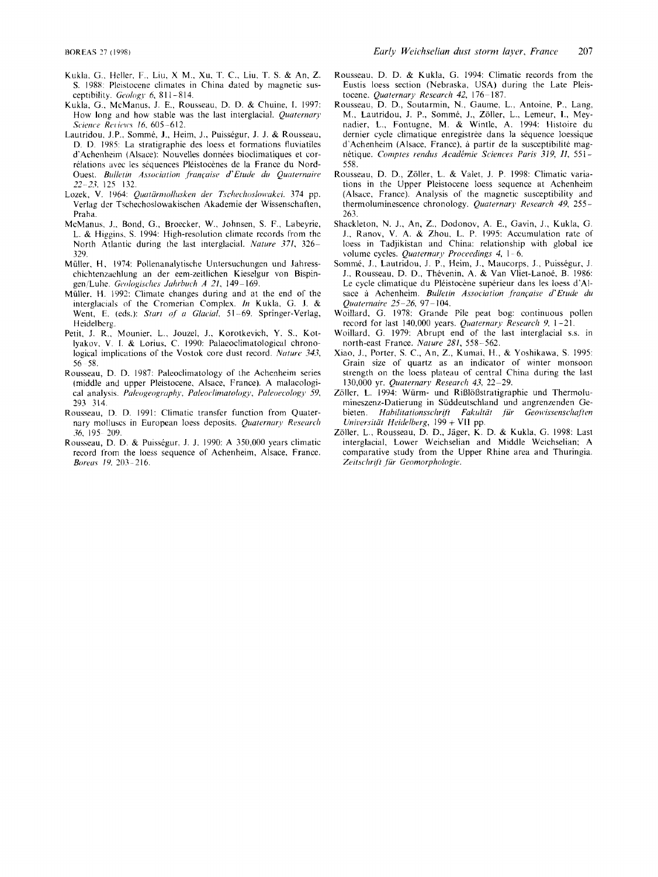Kukla, G., Heller, F., Liu, X M., Xu, T. C., Liu, T. S. & An, Z. S. 1988: Pleistocene climates in China dated by magnetic susceptibility. *Geology 6*, 811–814.

Kukla, G., McManus, J. F., Rousseau, D. D. & Chuine, I. 1997: How long and how stable was the last interglacial. *Quaternary Science Reviews 16*, 605–612.

Lautridou, J.P., Sommé, J., Heim, J., Puisségur, J. J. & Rousseau, D. D. 1985: La stratigraphie des loess et formations fluviatiles d'Achenheim (Alsace): Nouvelles données bioclimatiques et corrélations avec les séquences Pléistocènes de la France du Nord-Ouest. *Bulletin Association française d'Etude du Quaternaire 22–23*, 125–132.

Lozek, V. 1964: *Quatärmollusken der Tschechoslowakei*. 374 pp. Verlag der Tschechoslowakischen Akademie der Wissenschaften, Praha.

McManus, J., Bond, G., Broecker, W., Johnsen, S. F., Labeyrie, L. & Higgins, S. 1994: High-resolution climate records from the North Atlantic during the last interglacial. *Nature 371*, 326–329.

Müller, H. 1974: Pollenanalytische Untersuchungen und Jahresschichtenzaehlung an der eem-zeitlichen Kieselgur von Bispingen/Luhe. *Geologisches Jahrbuch A 21*, 149–169.

Müller, H. 1992: Climate changes during and at the end of the interglacials of the Cromerian Complex. *In* Kukla, G. J. & Went, E. (eds.): *Start of a Glacial*, 51–69. Springer-Verlag, Heidelberg.

Petit, J. R., Mounier, L., Jouzel, J., Korotkevich, Y. S., Kotlyakov, V. I. & Lorius, C. 1990: Palaeoclimatological chronological implications of the Vostok core dust record. *Nature 343*, 56–58.

Rousseau, D. D. 1987: Paleoclimatology of the Achenheim series (middle and upper Pleistocene, Alsace, France). A malacological analysis. *Paleogeography, Paleoclimatology, Paleoecology 59*, 293–314.

Rousseau, D. D. 1991: Climatic transfer function from Quaternary molluscs in European loess deposits. *Quaternary Research 36*, 195–209.

Rousseau, D. D. & Puisségur, J. J. 1990: A 350,000 years climatic record from the loess sequence of Achenheim, Alsace, France. *Boreas 19*, 203–216.

Rousseau, D. D. & Kukla, G. 1994: Climatic records from the Eustis loess section (Nebraska, USA) during the Late Pleistocene. *Quaternary Research 42*, 176–187.

Rousseau, D. D., Soutarmin, N., Gaume, L., Antoine, P., Lang, M., Lautridou, J. P., Sommé, J., Zöller, L., Lemeur, I., Meynadier, L., Fontugne, M. & Wintle, A. 1994: Histoire du dernier cycle climatique enregistrée dans la séquence loessique d'Achenheim (Alsace, France), à partir de la susceptibilité magnétique. *Comptes rendus Académie Sciences Paris 319, II*, 551–558.

Rousseau, D. D., Zöller, L. & Valet, J. P. 1998: Climatic variations in the Upper Pleistocene loess sequence at Achenheim (Alsace, France). Analysis of the magnetic susceptibility and thermoluminescence chronology. *Quaternary Research 49*, 255–263.

Shackleton, N. J., An, Z., Dodonov, A. E., Gavin, J., Kukla, G. J., Ranov, V. A. & Zhou, L. P. 1995: Accumulation rate of loess in Tadjikistan and China: relationship with global ice volume cycles. *Quaternary Proceedings 4*, 1–6.

Sommé, J., Lautridou, J. P., Heim, J., Maucorps, J., Puisségur, J. J., Rousseau, D. D., Thévenin, A. & Van Vliet-Lanoë, B. 1986: Le cycle climatique du Pléistocène supérieur dans les loess d'Alsace à Achenheim. *Bulletin Association française d'Etude du Quaternaire 25–26*, 97–104.

Woillard, G. 1978: Grande Pile peat bog: continuous pollen record for last 140,000 years. *Quaternary Research 9*, 1–21.

Woillard, G. 1979: Abrupt end of the last interglacial s.s. in north-east France. *Nature 281*, 558–562.

Xiao, J., Porter, S. C., An, Z., Kumai, H., & Yoshikawa, S. 1995: Grain size of quartz as an indicator of winter monsoon strength on the loess plateau of central China during the last 130,000 yr. *Quaternary Research 43*, 22–29.

Zöller, L. 1994: Würm- und Rißlößstratigraphie und Thermolumineszenz-Datierung in Süddeutschland und angrenzenden Gebieten. *Habilitationsschrift Fakultät für Geowissenschaften Universität Heidelberg*, 199 + VII pp.

Zöller, L., Rousseau, D. D., Jäger, K. D. & Kukla, G. 1998: Last interglacial, Lower Weichselian and Middle Weichselian; A comparative study from the Upper Rhine area and Thuringia. *Zeitschrift für Geomorphologie*.